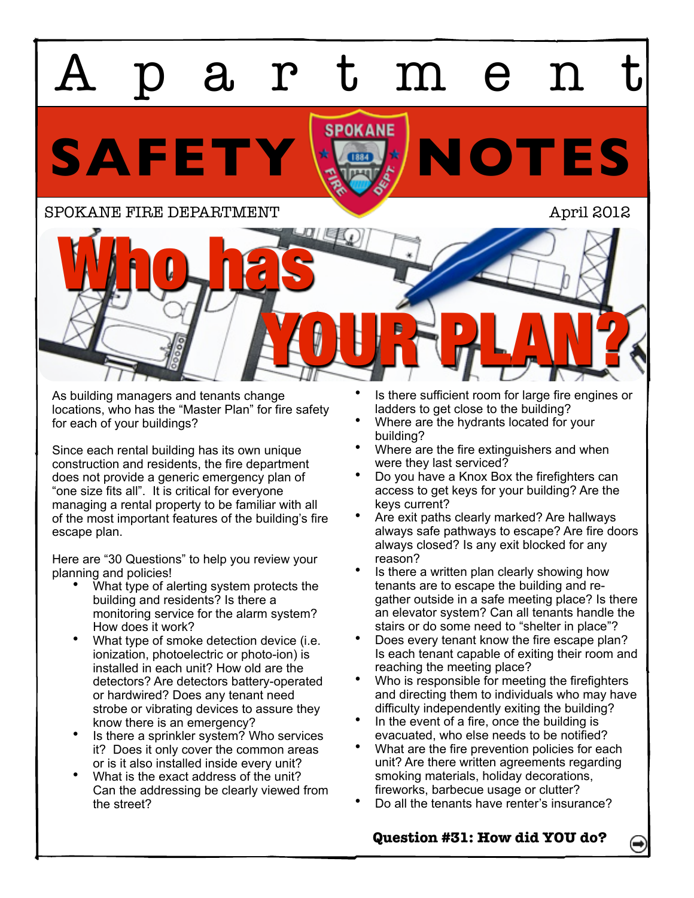# Apartment SAFETY NOTES

SPOKANE FIRE DEPARTMENT

April 2012

## Who has YOUR PLAN?

As building managers and tenants change locations, who has the "Master Plan" for fire safety for each of your buildings?

Since each rental building has its own unique construction and residents, the fire department does not provide a generic emergency plan of "one size fits all". It is critical for everyone managing a rental property to be familiar with all of the most important features of the building's fire escape plan.

Here are "30 Questions" to help you review your planning and policies!

- What type of alerting system protects the building and residents? Is there a monitoring service for the alarm system? How does it work?
- What type of smoke detection device (i.e. ionization, photoelectric or photo-ion) is installed in each unit? How old are the detectors? Are detectors battery-operated or hardwired? Does any tenant need strobe or vibrating devices to assure they know there is an emergency?
- Is there a sprinkler system? Who services it? Does it only cover the common areas or is it also installed inside every unit?
- What is the exact address of the unit? Can the addressing be clearly viewed from the street?
- Is there sufficient room for large fire engines or ladders to get close to the building?
- Where are the hydrants located for your building?
- Where are the fire extinguishers and when were they last serviced?
- Do you have a Knox Box the firefighters can access to get keys for your building? Are the keys current?
- Are exit paths clearly marked? Are hallways always safe pathways to escape? Are fire doors always closed? Is any exit blocked for any reason?
- Is there a written plan clearly showing how tenants are to escape the building and re-gather outside in a safe meeting place? Is there an elevator system? Can all tenants handle the stairs or do some need to "shelter in place"?
- Does every tenant know the fire escape plan? Is each tenant capable of exiting their room and reaching the meeting place?
- Who is responsible for meeting the firefighters and directing them to individuals who may have difficulty independently exiting the building?
- In the event of a fire, once the building is evacuated, who else needs to be notified?
- What are the fire prevention policies for each unit? Are there written agreements regarding smoking materials, holiday decorations, fireworks, barbecue usage or clutter?
- Do all the tenants have renter's insurance?

**Question #31: How did YOU do?**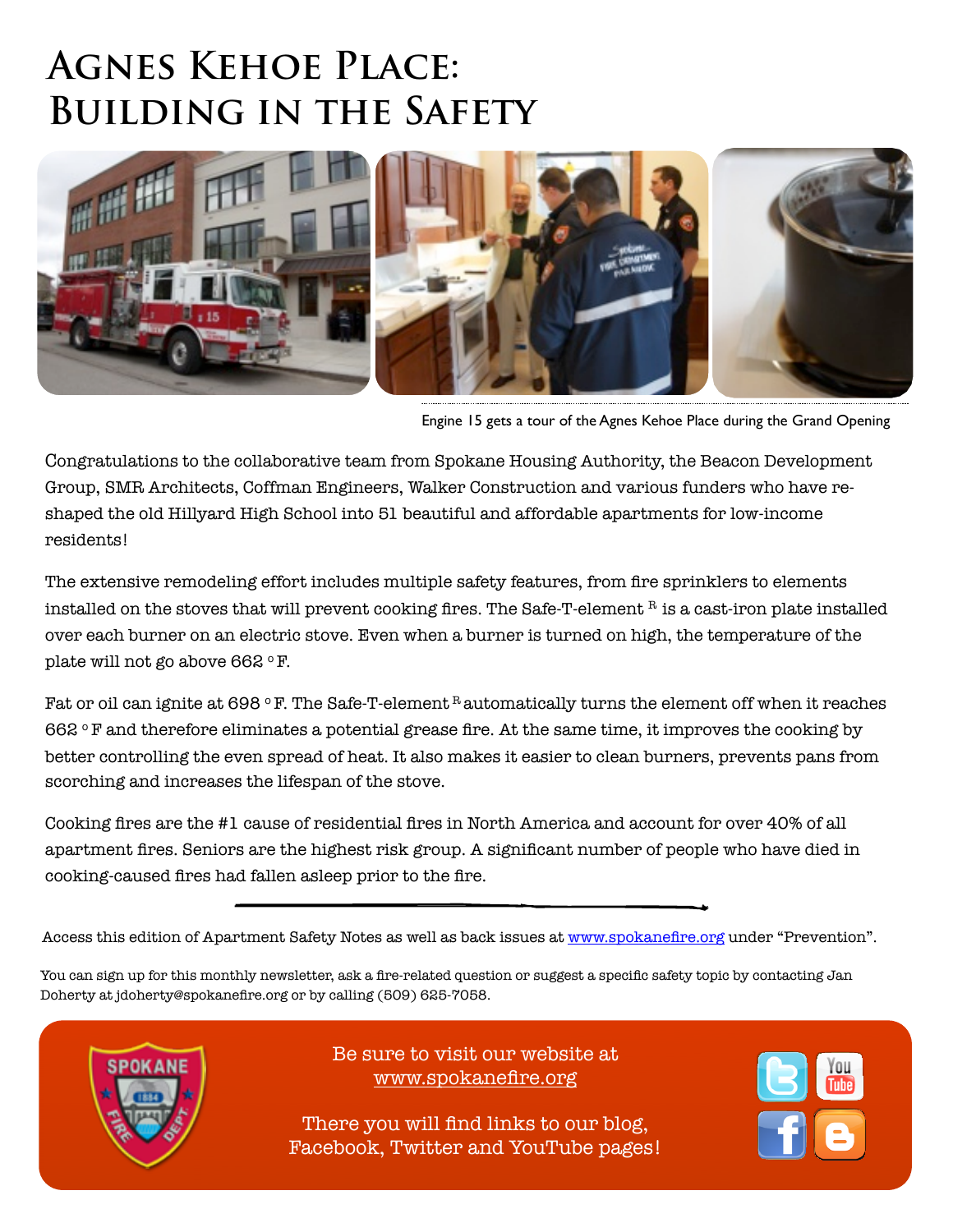# Agnes Kehoe Place: Building in the Safety

Engine 15 gets a tour of the Agnes Kehoe Place during the Grand Opening

Congratulations to the collaborative team from Spokane Housing Authority, the Beacon Development Group, SMR Architects, Coffman Engineers, Walker Construction and various funders who have re-shaped the old Hillyard High School into 51 beautiful and affordable apartments for low-income residents!

The extensive remodeling effort includes multiple safety features, from fire sprinklers to elements installed on the stoves that will prevent cooking fires. The Safe-T-element [R] is a cast-iron plate installed over each burner on an electric stove. Even when a burner is turned on high, the temperature of the plate will not go above 662 °F.

Fat or oil can ignite at 698 °F. The Safe-T-element [R] automatically turns the element off when it reaches 662 °F and therefore eliminates a potential grease fire. At the same time, it improves the cooking by better controlling the even spread of heat. It also makes it easier to clean burners, prevents pans from scorching and increases the lifespan of the stove.

Cooking fires are the #1 cause of residential fires in North America and account for over 40% of all apartment fires. Seniors are the highest risk group. A significant number of people who have died in cooking-caused fires had fallen asleep prior to the fire.

---

Access this edition of Apartment Safety Notes as well as back issues at [www.spokanefire.org](http://www.spokanefire.org) under “Prevention”.

You can sign up for this monthly newsletter, ask a fire-related question or suggest a specific safety topic by contacting Jan Doherty at jdoherty@spokanefire.org or by calling (509) 625-7058.

Be sure to visit our website at [www.spokanefire.org](http://www.spokanefire.org)

There you will find links to our blog, Facebook, Twitter and YouTube pages!